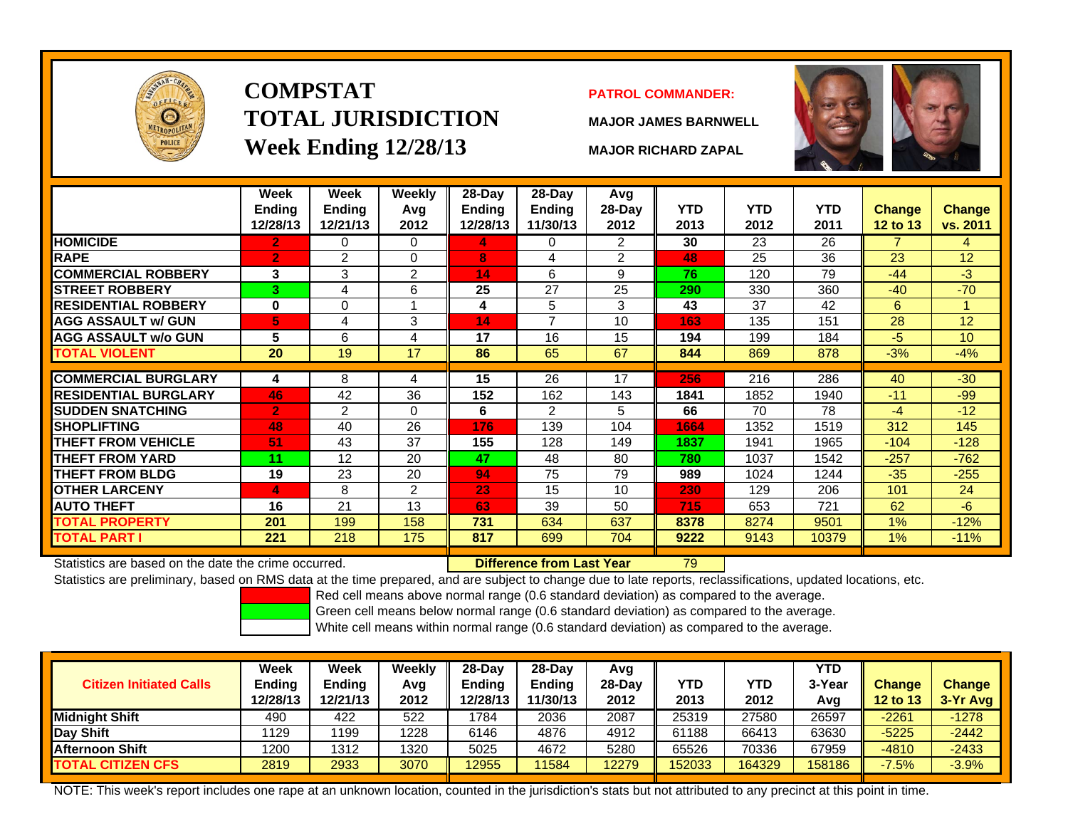# COMPSTAT TOTAL JURISDICTION Week Ending 12/28/13

**PATROL COMMANDER:**

**MAJOR JAMES BARNWELL**

**MAJOR RICHARD ZAPAL**

| | Week Ending 12/28/13 | Week Ending 12/21/13 | Weekly Avg 2012 | 28-Day Ending 12/28/13 | 28-Day Ending 11/30/13 | Avg 28-Day 2012 | YTD 2013 | YTD 2012 | YTD 2011 | Change 12 to 13 | Change vs. 2011 |
|---|---|---|---|---|---|---|---|---|---|---|---|
| HOMICIDE | 2 | 0 | 0 | 4 | 0 | 2 | 30 | 23 | 26 | 7 | 4 |
| RAPE | 2 | 2 | 0 | 8 | 4 | 2 | 48 | 25 | 36 | 23 | 12 |
| COMMERCIAL ROBBERY | 3 | 3 | 2 | 14 | 6 | 9 | 76 | 120 | 79 | -44 | -3 |
| STREET ROBBERY | 3 | 4 | 6 | 25 | 27 | 25 | 290 | 330 | 360 | -40 | -70 |
| RESIDENTIAL ROBBERY | 0 | 0 | 1 | 4 | 5 | 3 | 43 | 37 | 42 | 6 | 1 |
| AGG ASSAULT w/ GUN | 5 | 4 | 3 | 14 | 7 | 10 | 163 | 135 | 151 | 28 | 12 |
| AGG ASSAULT w/o GUN | 5 | 6 | 4 | 17 | 16 | 15 | 194 | 199 | 184 | -5 | 10 |
| TOTAL VIOLENT | 20 | 19 | 17 | 86 | 65 | 67 | 844 | 869 | 878 | -3% | -4% |
| COMMERCIAL BURGLARY | 4 | 8 | 4 | 15 | 26 | 17 | 256 | 216 | 286 | 40 | -30 |
| RESIDENTIAL BURGLARY | 46 | 42 | 36 | 152 | 162 | 143 | 1841 | 1852 | 1940 | -11 | -99 |
| SUDDEN SNATCHING | 2 | 2 | 0 | 6 | 2 | 5 | 66 | 70 | 78 | -4 | -12 |
| SHOPLIFTING | 48 | 40 | 26 | 176 | 139 | 104 | 1664 | 1352 | 1519 | 312 | 145 |
| THEFT FROM VEHICLE | 51 | 43 | 37 | 155 | 128 | 149 | 1837 | 1941 | 1965 | -104 | -128 |
| THEFT FROM YARD | 11 | 12 | 20 | 47 | 48 | 80 | 780 | 1037 | 1542 | -257 | -762 |
| THEFT FROM BLDG | 19 | 23 | 20 | 94 | 75 | 79 | 989 | 1024 | 1244 | -35 | -255 |
| OTHER LARCENY | 4 | 8 | 2 | 23 | 15 | 10 | 230 | 129 | 206 | 101 | 24 |
| AUTO THEFT | 16 | 21 | 13 | 63 | 39 | 50 | 715 | 653 | 721 | 62 | -6 |
| TOTAL PROPERTY | 201 | 199 | 158 | 731 | 634 | 637 | 8378 | 8274 | 9501 | 1% | -12% |
| TOTAL PART I | 221 | 218 | 175 | 817 | 699 | 704 | 9222 | 9143 | 10379 | 1% | -11% |

Statistics are based on the date the crime occurred. **Difference from Last Year** 79

Statistics are preliminary, based on RMS data at the time prepared, and are subject to change due to late reports, reclassifications, updated locations, etc.

Red cell means above normal range (0.6 standard deviation) as compared to the average.
Green cell means below normal range (0.6 standard deviation) as compared to the average.
White cell means within normal range (0.6 standard deviation) as compared to the average.

| Citizen Initiated Calls | Week Ending 12/28/13 | Week Ending 12/21/13 | Weekly Avg 2012 | 28-Day Ending 12/28/13 | 28-Day Ending 11/30/13 | Avg 28-Day 2012 | YTD 2013 | YTD 2012 | YTD 3-Year Avg | Change 12 to 13 | Change 3-Yr Avg |
|---|---|---|---|---|---|---|---|---|---|---|---|
| Midnight Shift | 490 | 422 | 522 | 1784 | 2036 | 2087 | 25319 | 27580 | 26597 | -2261 | -1278 |
| Day Shift | 1129 | 1199 | 1228 | 6146 | 4876 | 4912 | 61188 | 66413 | 63630 | -5225 | -2442 |
| Afternoon Shift | 1200 | 1312 | 1320 | 5025 | 4672 | 5280 | 65526 | 70336 | 67959 | -4810 | -2433 |
| TOTAL CITIZEN CFS | 2819 | 2933 | 3070 | 12955 | 11584 | 12279 | 152033 | 164329 | 158186 | -7.5% | -3.9% |

NOTE: This week's report includes one rape at an unknown location, counted in the jurisdiction's stats but not attributed to any precinct at this point in time.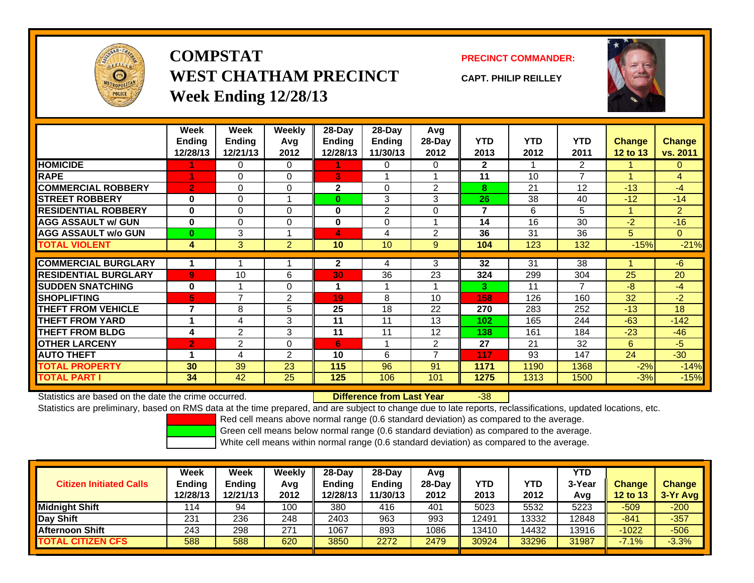# COMPSTAT
# WEST CHATHAM PRECINCT
## Week Ending 12/28/13

**PRECINCT COMMANDER:**

**CAPT. PHILIP REILLEY**

| | Week Ending 12/28/13 | Week Ending 12/21/13 | Weekly Avg 2012 | 28-Day Ending 12/28/13 | 28-Day Ending 11/30/13 | Avg 28-Day 2012 | YTD 2013 | YTD 2012 | YTD 2011 | Change 12 to 13 | Change vs. 2011 |
|---|---|---|---|---|---|---|---|---|---|---|---|
| HOMICIDE | 1 | 0 | 0 | 1 | 0 | 0 | 2 | 1 | 2 | 1 | 0 |
| RAPE | 1 | 0 | 0 | 3 | 1 | 1 | 11 | 10 | 7 | 1 | 4 |
| COMMERCIAL ROBBERY | 2 | 0 | 0 | 2 | 0 | 2 | 8 | 21 | 12 | -13 | -4 |
| STREET ROBBERY | 0 | 0 | 1 | 0 | 3 | 3 | 26 | 38 | 40 | -12 | -14 |
| RESIDENTIAL ROBBERY | 0 | 0 | 0 | 0 | 2 | 0 | 7 | 6 | 5 | 1 | 2 |
| AGG ASSAULT w/ GUN | 0 | 0 | 0 | 0 | 0 | 1 | 14 | 16 | 30 | -2 | -16 |
| AGG ASSAULT w/o GUN | 0 | 3 | 1 | 4 | 4 | 2 | 36 | 31 | 36 | 5 | 0 |
| TOTAL VIOLENT | 4 | 3 | 2 | 10 | 10 | 9 | 104 | 123 | 132 | -15% | -21% |
| COMMERCIAL BURGLARY | 1 | 1 | 1 | 2 | 4 | 3 | 32 | 31 | 38 | 1 | -6 |
| RESIDENTIAL BURGLARY | 9 | 10 | 6 | 30 | 36 | 23 | 324 | 299 | 304 | 25 | 20 |
| SUDDEN SNATCHING | 0 | 1 | 0 | 1 | 1 | 1 | 3 | 11 | 7 | -8 | -4 |
| SHOPLIFTING | 5 | 7 | 2 | 19 | 8 | 10 | 158 | 126 | 160 | 32 | -2 |
| THEFT FROM VEHICLE | 7 | 8 | 5 | 25 | 18 | 22 | 270 | 283 | 252 | -13 | 18 |
| THEFT FROM YARD | 1 | 4 | 3 | 11 | 11 | 13 | 102 | 165 | 244 | -63 | -142 |
| THEFT FROM BLDG | 4 | 2 | 3 | 11 | 11 | 12 | 138 | 161 | 184 | -23 | -46 |
| OTHER LARCENY | 2 | 2 | 0 | 6 | 1 | 2 | 27 | 21 | 32 | 6 | -5 |
| AUTO THEFT | 1 | 4 | 2 | 10 | 6 | 7 | 117 | 93 | 147 | 24 | -30 |
| TOTAL PROPERTY | 30 | 39 | 23 | 115 | 96 | 91 | 1171 | 1190 | 1368 | -2% | -14% |
| TOTAL PART I | 34 | 42 | 25 | 125 | 106 | 101 | 1275 | 1313 | 1500 | -3% | -15% |

Statistics are based on the date the crime occurred. **Difference from Last Year** -38

Statistics are preliminary, based on RMS data at the time prepared, and are subject to change due to late reports, reclassifications, updated locations, etc.

Red cell means above normal range (0.6 standard deviation) as compared to the average.

Green cell means below normal range (0.6 standard deviation) as compared to the average.

White cell means within normal range (0.6 standard deviation) as compared to the average.

| Citizen Initiated Calls | Week Ending 12/28/13 | Week Ending 12/21/13 | Weekly Avg 2012 | 28-Day Ending 12/28/13 | 28-Day Ending 11/30/13 | Avg 28-Day 2012 | YTD 2013 | YTD 2012 | YTD 3-Year Avg | Change 12 to 13 | Change 3-Yr Avg |
|---|---|---|---|---|---|---|---|---|---|---|---|
| Midnight Shift | 114 | 94 | 100 | 380 | 416 | 401 | 5023 | 5532 | 5223 | -509 | -200 |
| Day Shift | 231 | 236 | 248 | 2403 | 963 | 993 | 12491 | 13332 | 12848 | -841 | -357 |
| Afternoon Shift | 243 | 298 | 271 | 1067 | 893 | 1086 | 13410 | 14432 | 13916 | -1022 | -506 |
| TOTAL CITIZEN CFS | 588 | 588 | 620 | 3850 | 2272 | 2479 | 30924 | 33296 | 31987 | -7.1% | -3.3% |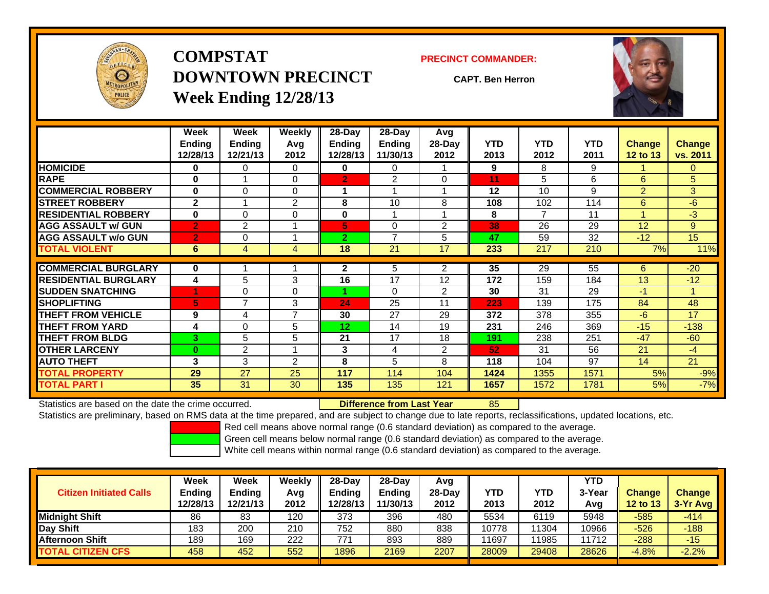# COMPSTAT DOWNTOWN PRECINCT Week Ending 12/28/13

**PRECINCT COMMANDER:**

**CAPT. Ben Herron**

| | Week Ending 12/28/13 | Week Ending 12/21/13 | Weekly Avg 2012 | 28-Day Ending 12/28/13 | 28-Day Ending 11/30/13 | Avg 28-Day 2012 | YTD 2013 | YTD 2012 | YTD 2011 | Change 12 to 13 | Change vs. 2011 |
|---|---|---|---|---|---|---|---|---|---|---|---|
| HOMICIDE | 0 | 0 | 0 | 0 | 0 | 1 | 9 | 8 | 9 | 1 | 0 |
| RAPE | 0 | 1 | 0 | 2 | 2 | 0 | 11 | 5 | 6 | 6 | 5 |
| COMMERCIAL ROBBERY | 0 | 0 | 0 | 1 | 1 | 1 | 12 | 10 | 9 | 2 | 3 |
| STREET ROBBERY | 2 | 1 | 2 | 8 | 10 | 8 | 108 | 102 | 114 | 6 | -6 |
| RESIDENTIAL ROBBERY | 0 | 0 | 0 | 0 | 1 | 1 | 8 | 7 | 11 | 1 | -3 |
| AGG ASSAULT w/ GUN | 2 | 2 | 1 | 5 | 0 | 2 | 38 | 26 | 29 | 12 | 9 |
| AGG ASSAULT w/o GUN | 2 | 0 | 1 | 2 | 7 | 5 | 47 | 59 | 32 | -12 | 15 |
| TOTAL VIOLENT | 6 | 4 | 4 | 18 | 21 | 17 | 233 | 217 | 210 | 7% | 11% |
| COMMERCIAL BURGLARY | 0 | 1 | 1 | 2 | 5 | 2 | 35 | 29 | 55 | 6 | -20 |
| RESIDENTIAL BURGLARY | 4 | 5 | 3 | 16 | 17 | 12 | 172 | 159 | 184 | 13 | -12 |
| SUDDEN SNATCHING | 1 | 0 | 0 | 1 | 0 | 2 | 30 | 31 | 29 | -1 | 1 |
| SHOPLIFTING | 5 | 7 | 3 | 24 | 25 | 11 | 223 | 139 | 175 | 84 | 48 |
| THEFT FROM VEHICLE | 9 | 4 | 7 | 30 | 27 | 29 | 372 | 378 | 355 | -6 | 17 |
| THEFT FROM YARD | 4 | 0 | 5 | 12 | 14 | 19 | 231 | 246 | 369 | -15 | -138 |
| THEFT FROM BLDG | 3 | 5 | 5 | 21 | 17 | 18 | 191 | 238 | 251 | -47 | -60 |
| OTHER LARCENY | 0 | 2 | 1 | 3 | 4 | 2 | 52 | 31 | 56 | 21 | -4 |
| AUTO THEFT | 3 | 3 | 2 | 8 | 5 | 8 | 118 | 104 | 97 | 14 | 21 |
| TOTAL PROPERTY | 29 | 27 | 25 | 117 | 114 | 104 | 1424 | 1355 | 1571 | 5% | -9% |
| TOTAL PART I | 35 | 31 | 30 | 135 | 135 | 121 | 1657 | 1572 | 1781 | 5% | -7% |

Statistics are based on the date the crime occurred. **Difference from Last Year** 85

Statistics are preliminary, based on RMS data at the time prepared, and are subject to change due to late reports, reclassifications, updated locations, etc.

Red cell means above normal range (0.6 standard deviation) as compared to the average.
Green cell means below normal range (0.6 standard deviation) as compared to the average.
White cell means within normal range (0.6 standard deviation) as compared to the average.

| Citizen Initiated Calls | Week Ending 12/28/13 | Week Ending 12/21/13 | Weekly Avg 2012 | 28-Day Ending 12/28/13 | 28-Day Ending 11/30/13 | Avg 28-Day 2012 | YTD 2013 | YTD 2012 | YTD 3-Year Avg | Change 12 to 13 | Change 3-Yr Avg |
|---|---|---|---|---|---|---|---|---|---|---|---|
| Midnight Shift | 86 | 83 | 120 | 373 | 396 | 480 | 5534 | 6119 | 5948 | -585 | -414 |
| Day Shift | 183 | 200 | 210 | 752 | 880 | 838 | 10778 | 11304 | 10966 | -526 | -188 |
| Afternoon Shift | 189 | 169 | 222 | 771 | 893 | 889 | 11697 | 11985 | 11712 | -288 | -15 |
| TOTAL CITIZEN CFS | 458 | 452 | 552 | 1896 | 2169 | 2207 | 28009 | 29408 | 28626 | -4.8% | -2.2% |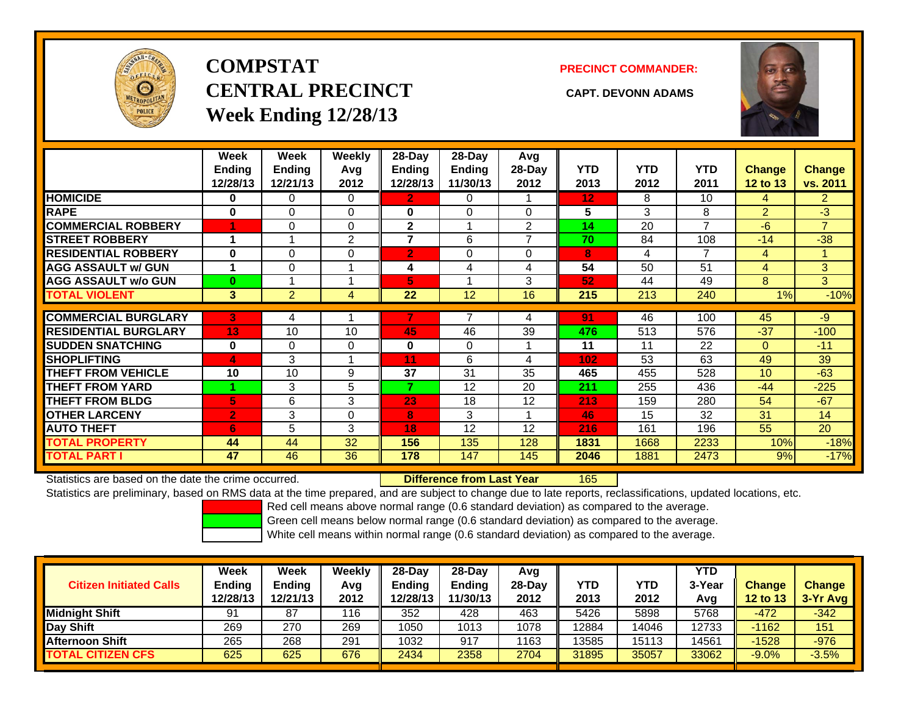# COMPSTAT CENTRAL PRECINCT Week Ending 12/28/13

**PRECINCT COMMANDER:** CAPT. DEVONN ADAMS

| | Week Ending 12/28/13 | Week Ending 12/21/13 | Weekly Avg 2012 | 28-Day Ending 12/28/13 | 28-Day Ending 11/30/13 | Avg 28-Day 2012 | YTD 2013 | YTD 2012 | YTD 2011 | Change 12 to 13 | Change vs. 2011 |
|---|---|---|---|---|---|---|---|---|---|---|---|
| HOMICIDE | 0 | 0 | 0 | 2 | 0 | 1 | 12 | 8 | 10 | 4 | 2 |
| RAPE | 0 | 0 | 0 | 0 | 0 | 0 | 5 | 3 | 8 | 2 | -3 |
| COMMERCIAL ROBBERY | 1 | 0 | 0 | 2 | 1 | 2 | 14 | 20 | 7 | -6 | 7 |
| STREET ROBBERY | 1 | 1 | 2 | 7 | 6 | 7 | 70 | 84 | 108 | -14 | -38 |
| RESIDENTIAL ROBBERY | 0 | 0 | 0 | 2 | 0 | 0 | 8 | 4 | 7 | 4 | 1 |
| AGG ASSAULT w/ GUN | 1 | 0 | 1 | 4 | 4 | 4 | 54 | 50 | 51 | 4 | 3 |
| AGG ASSAULT w/o GUN | 0 | 1 | 1 | 5 | 1 | 3 | 52 | 44 | 49 | 8 | 3 |
| TOTAL VIOLENT | 3 | 2 | 4 | 22 | 12 | 16 | 215 | 213 | 240 | 1% | -10% |
| COMMERCIAL BURGLARY | 3 | 4 | 1 | 7 | 7 | 4 | 91 | 46 | 100 | 45 | -9 |
| RESIDENTIAL BURGLARY | 13 | 10 | 10 | 45 | 46 | 39 | 476 | 513 | 576 | -37 | -100 |
| SUDDEN SNATCHING | 0 | 0 | 0 | 0 | 0 | 1 | 11 | 11 | 22 | 0 | -11 |
| SHOPLIFTING | 4 | 3 | 1 | 11 | 6 | 4 | 102 | 53 | 63 | 49 | 39 |
| THEFT FROM VEHICLE | 10 | 10 | 9 | 37 | 31 | 35 | 465 | 455 | 528 | 10 | -63 |
| THEFT FROM YARD | 1 | 3 | 5 | 7 | 12 | 20 | 211 | 255 | 436 | -44 | -225 |
| THEFT FROM BLDG | 5 | 6 | 3 | 23 | 18 | 12 | 213 | 159 | 280 | 54 | -67 |
| OTHER LARCENY | 2 | 3 | 0 | 8 | 3 | 1 | 46 | 15 | 32 | 31 | 14 |
| AUTO THEFT | 6 | 5 | 3 | 18 | 12 | 12 | 216 | 161 | 196 | 55 | 20 |
| TOTAL PROPERTY | 44 | 44 | 32 | 156 | 135 | 128 | 1831 | 1668 | 2233 | 10% | -18% |
| TOTAL PART I | 47 | 46 | 36 | 178 | 147 | 145 | 2046 | 1881 | 2473 | 9% | -17% |

Statistics are based on the date the crime occurred. **Difference from Last Year** 165

Statistics are preliminary, based on RMS data at the time prepared, and are subject to change due to late reports, reclassifications, updated locations, etc.

Red cell means above normal range (0.6 standard deviation) as compared to the average.
Green cell means below normal range (0.6 standard deviation) as compared to the average.
White cell means within normal range (0.6 standard deviation) as compared to the average.

| Citizen Initiated Calls | Week Ending 12/28/13 | Week Ending 12/21/13 | Weekly Avg 2012 | 28-Day Ending 12/28/13 | 28-Day Ending 11/30/13 | Avg 28-Day 2012 | YTD 2013 | YTD 2012 | YTD 3-Year Avg | Change 12 to 13 | Change 3-Yr Avg |
|---|---|---|---|---|---|---|---|---|---|---|---|
| Midnight Shift | 91 | 87 | 116 | 352 | 428 | 463 | 5426 | 5898 | 5768 | -472 | -342 |
| Day Shift | 269 | 270 | 269 | 1050 | 1013 | 1078 | 12884 | 14046 | 12733 | -1162 | 151 |
| Afternoon Shift | 265 | 268 | 291 | 1032 | 917 | 1163 | 13585 | 15113 | 14561 | -1528 | -976 |
| TOTAL CITIZEN CFS | 625 | 625 | 676 | 2434 | 2358 | 2704 | 31895 | 35057 | 33062 | -9.0% | -3.5% |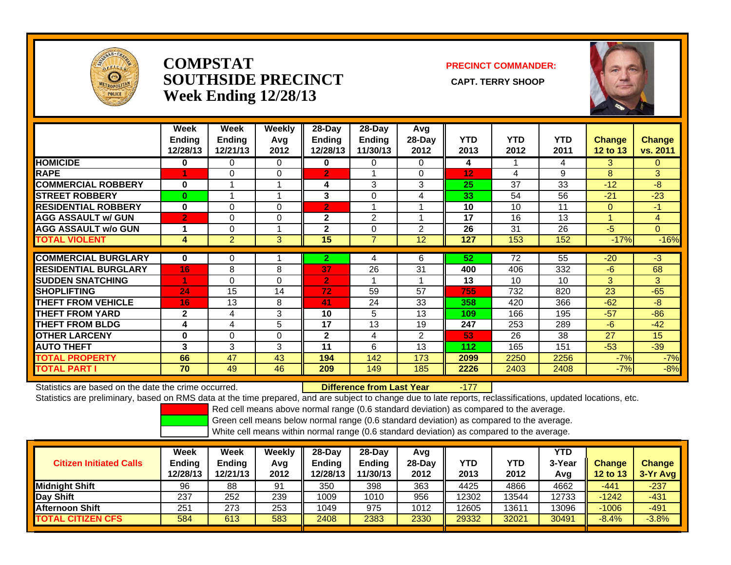# COMPSTAT
# SOUTHSIDE PRECINCT
# Week Ending 12/28/13

**PRECINCT COMMANDER:**

**CAPT. TERRY SHOOP**

| | Week Ending 12/28/13 | Week Ending 12/21/13 | Weekly Avg 2012 | 28-Day Ending 12/28/13 | 28-Day Ending 11/30/13 | Avg 28-Day 2012 | YTD 2013 | YTD 2012 | YTD 2011 | Change 12 to 13 | Change vs. 2011 |
|---|---|---|---|---|---|---|---|---|---|---|---|
| HOMICIDE | 0 | 0 | 0 | 0 | 0 | 0 | 4 | 1 | 4 | 3 | 0 |
| RAPE | 1 | 0 | 0 | 2 | 1 | 0 | 12 | 4 | 9 | 8 | 3 |
| COMMERCIAL ROBBERY | 0 | 1 | 1 | 4 | 3 | 3 | 25 | 37 | 33 | -12 | -8 |
| STREET ROBBERY | 0 | 1 | 1 | 3 | 0 | 4 | 33 | 54 | 56 | -21 | -23 |
| RESIDENTIAL ROBBERY | 0 | 0 | 0 | 2 | 1 | 1 | 10 | 10 | 11 | 0 | -1 |
| AGG ASSAULT w/ GUN | 2 | 0 | 0 | 2 | 2 | 1 | 17 | 16 | 13 | 1 | 4 |
| AGG ASSAULT w/o GUN | 1 | 0 | 1 | 2 | 0 | 2 | 26 | 31 | 26 | -5 | 0 |
| TOTAL VIOLENT | 4 | 2 | 3 | 15 | 7 | 12 | 127 | 153 | 152 | -17% | -16% |
| COMMERCIAL BURGLARY | 0 | 0 | 1 | 2 | 4 | 6 | 52 | 72 | 55 | -20 | -3 |
| RESIDENTIAL BURGLARY | 16 | 8 | 8 | 37 | 26 | 31 | 400 | 406 | 332 | -6 | 68 |
| SUDDEN SNATCHING | 1 | 0 | 0 | 2 | 1 | 1 | 13 | 10 | 10 | 3 | 3 |
| SHOPLIFTING | 24 | 15 | 14 | 72 | 59 | 57 | 755 | 732 | 820 | 23 | -65 |
| THEFT FROM VEHICLE | 16 | 13 | 8 | 41 | 24 | 33 | 358 | 420 | 366 | -62 | -8 |
| THEFT FROM YARD | 2 | 4 | 3 | 10 | 5 | 13 | 109 | 166 | 195 | -57 | -86 |
| THEFT FROM BLDG | 4 | 4 | 5 | 17 | 13 | 19 | 247 | 253 | 289 | -6 | -42 |
| OTHER LARCENY | 0 | 0 | 0 | 2 | 4 | 2 | 53 | 26 | 38 | 27 | 15 |
| AUTO THEFT | 3 | 3 | 3 | 11 | 6 | 13 | 112 | 165 | 151 | -53 | -39 |
| TOTAL PROPERTY | 66 | 47 | 43 | 194 | 142 | 173 | 2099 | 2250 | 2256 | -7% | -7% |
| TOTAL PART I | 70 | 49 | 46 | 209 | 149 | 185 | 2226 | 2403 | 2408 | -7% | -8% |

Statistics are based on the date the crime occurred. **Difference from Last Year** -177

Statistics are preliminary, based on RMS data at the time prepared, and are subject to change due to late reports, reclassifications, updated locations, etc.

Red cell means above normal range (0.6 standard deviation) as compared to the average.
Green cell means below normal range (0.6 standard deviation) as compared to the average.
White cell means within normal range (0.6 standard deviation) as compared to the average.

| Citizen Initiated Calls | Week Ending 12/28/13 | Week Ending 12/21/13 | Weekly Avg 2012 | 28-Day Ending 12/28/13 | 28-Day Ending 11/30/13 | Avg 28-Day 2012 | YTD 2013 | YTD 2012 | YTD 3-Year Avg | Change 12 to 13 | Change 3-Yr Avg |
|---|---|---|---|---|---|---|---|---|---|---|---|
| Midnight Shift | 96 | 88 | 91 | 350 | 398 | 363 | 4425 | 4866 | 4662 | -441 | -237 |
| Day Shift | 237 | 252 | 239 | 1009 | 1010 | 956 | 12302 | 13544 | 12733 | -1242 | -431 |
| Afternoon Shift | 251 | 273 | 253 | 1049 | 975 | 1012 | 12605 | 13611 | 13096 | -1006 | -491 |
| TOTAL CITIZEN CFS | 584 | 613 | 583 | 2408 | 2383 | 2330 | 29332 | 32021 | 30491 | -8.4% | -3.8% |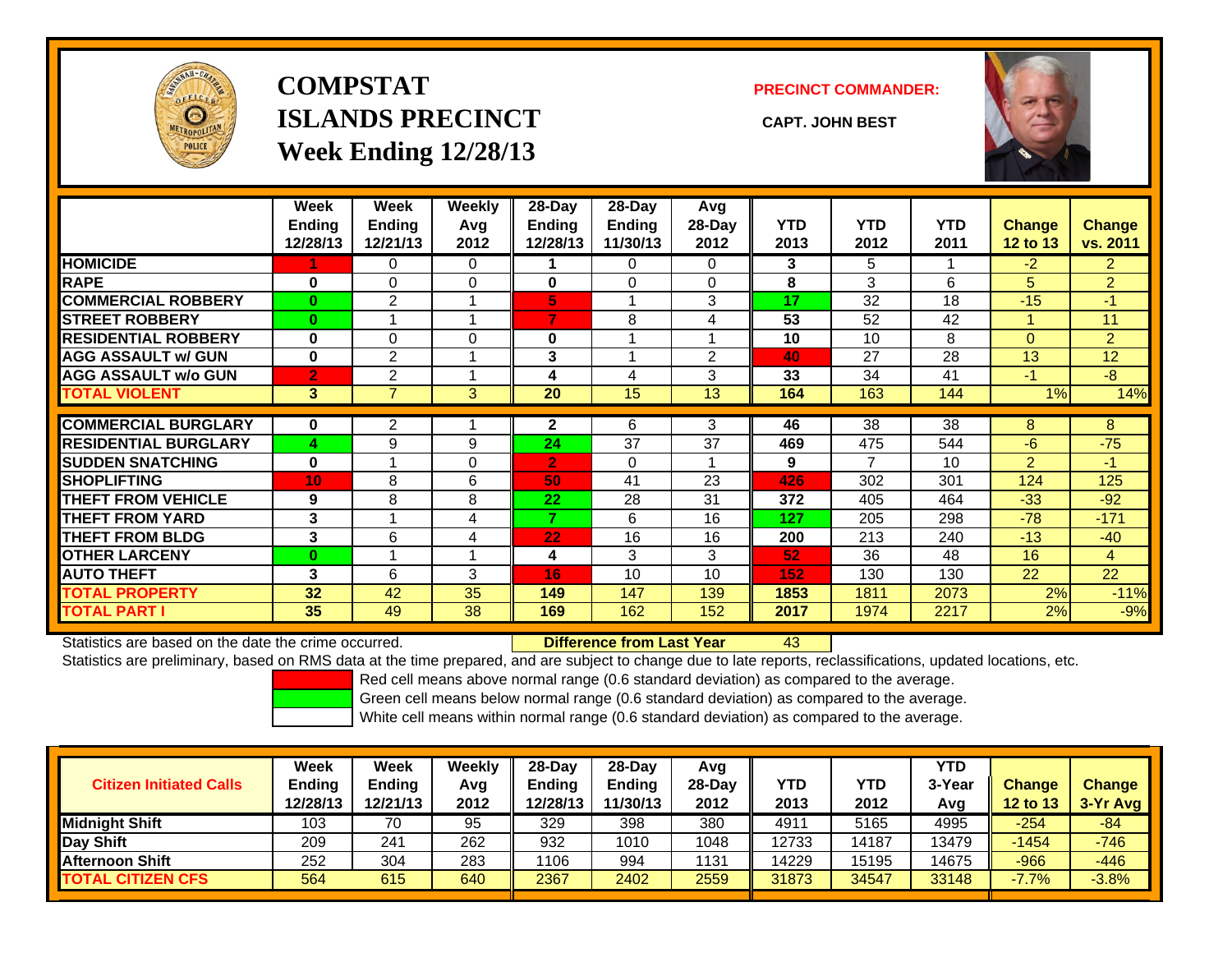# COMPSTAT
# ISLANDS PRECINCT
# Week Ending 12/28/13

**PRECINCT COMMANDER:**

**CAPT. JOHN BEST**

| | Week Ending 12/28/13 | Week Ending 12/21/13 | Weekly Avg 2012 | 28-Day Ending 12/28/13 | 28-Day Ending 11/30/13 | Avg 28-Day 2012 | YTD 2013 | YTD 2012 | YTD 2011 | Change 12 to 13 | Change vs. 2011 |
|---|---|---|---|---|---|---|---|---|---|---|---|
| HOMICIDE | 1 | 0 | 0 | 1 | 0 | 0 | 3 | 5 | 1 | -2 | 2 |
| RAPE | 0 | 0 | 0 | 0 | 0 | 0 | 8 | 3 | 6 | 5 | 2 |
| COMMERCIAL ROBBERY | 0 | 2 | 1 | 5 | 1 | 3 | 17 | 32 | 18 | -15 | -1 |
| STREET ROBBERY | 0 | 1 | 1 | 7 | 8 | 4 | 53 | 52 | 42 | 1 | 11 |
| RESIDENTIAL ROBBERY | 0 | 0 | 0 | 0 | 1 | 1 | 10 | 10 | 8 | 0 | 2 |
| AGG ASSAULT w/ GUN | 0 | 2 | 1 | 3 | 1 | 2 | 40 | 27 | 28 | 13 | 12 |
| AGG ASSAULT w/o GUN | 2 | 2 | 1 | 4 | 4 | 3 | 33 | 34 | 41 | -1 | -8 |
| TOTAL VIOLENT | 3 | 7 | 3 | 20 | 15 | 13 | 164 | 163 | 144 | 1% | 14% |
| COMMERCIAL BURGLARY | 0 | 2 | 1 | 2 | 6 | 3 | 46 | 38 | 38 | 8 | 8 |
| RESIDENTIAL BURGLARY | 4 | 9 | 9 | 24 | 37 | 37 | 469 | 475 | 544 | -6 | -75 |
| SUDDEN SNATCHING | 0 | 1 | 0 | 2 | 0 | 1 | 9 | 7 | 10 | 2 | -1 |
| SHOPLIFTING | 10 | 8 | 6 | 50 | 41 | 23 | 426 | 302 | 301 | 124 | 125 |
| THEFT FROM VEHICLE | 9 | 8 | 8 | 22 | 28 | 31 | 372 | 405 | 464 | -33 | -92 |
| THEFT FROM YARD | 3 | 1 | 4 | 7 | 6 | 16 | 127 | 205 | 298 | -78 | -171 |
| THEFT FROM BLDG | 3 | 6 | 4 | 22 | 16 | 16 | 200 | 213 | 240 | -13 | -40 |
| OTHER LARCENY | 0 | 1 | 1 | 4 | 3 | 3 | 52 | 36 | 48 | 16 | 4 |
| AUTO THEFT | 3 | 6 | 3 | 16 | 10 | 10 | 152 | 130 | 130 | 22 | 22 |
| TOTAL PROPERTY | 32 | 42 | 35 | 149 | 147 | 139 | 1853 | 1811 | 2073 | 2% | -11% |
| TOTAL PART I | 35 | 49 | 38 | 169 | 162 | 152 | 2017 | 1974 | 2217 | 2% | -9% |

Statistics are based on the date the crime occurred. **Difference from Last Year** 43

Statistics are preliminary, based on RMS data at the time prepared, and are subject to change due to late reports, reclassifications, updated locations, etc.

Red cell means above normal range (0.6 standard deviation) as compared to the average.
Green cell means below normal range (0.6 standard deviation) as compared to the average.
White cell means within normal range (0.6 standard deviation) as compared to the average.

| Citizen Initiated Calls | Week Ending 12/28/13 | Week Ending 12/21/13 | Weekly Avg 2012 | 28-Day Ending 12/28/13 | 28-Day Ending 11/30/13 | Avg 28-Day 2012 | YTD 2013 | YTD 2012 | YTD 3-Year Avg | Change 12 to 13 | Change 3-Yr Avg |
|---|---|---|---|---|---|---|---|---|---|---|---|
| Midnight Shift | 103 | 70 | 95 | 329 | 398 | 380 | 4911 | 5165 | 4995 | -254 | -84 |
| Day Shift | 209 | 241 | 262 | 932 | 1010 | 1048 | 12733 | 14187 | 13479 | -1454 | -746 |
| Afternoon Shift | 252 | 304 | 283 | 1106 | 994 | 1131 | 14229 | 15195 | 14675 | -966 | -446 |
| TOTAL CITIZEN CFS | 564 | 615 | 640 | 2367 | 2402 | 2559 | 31873 | 34547 | 33148 | -7.7% | -3.8% |